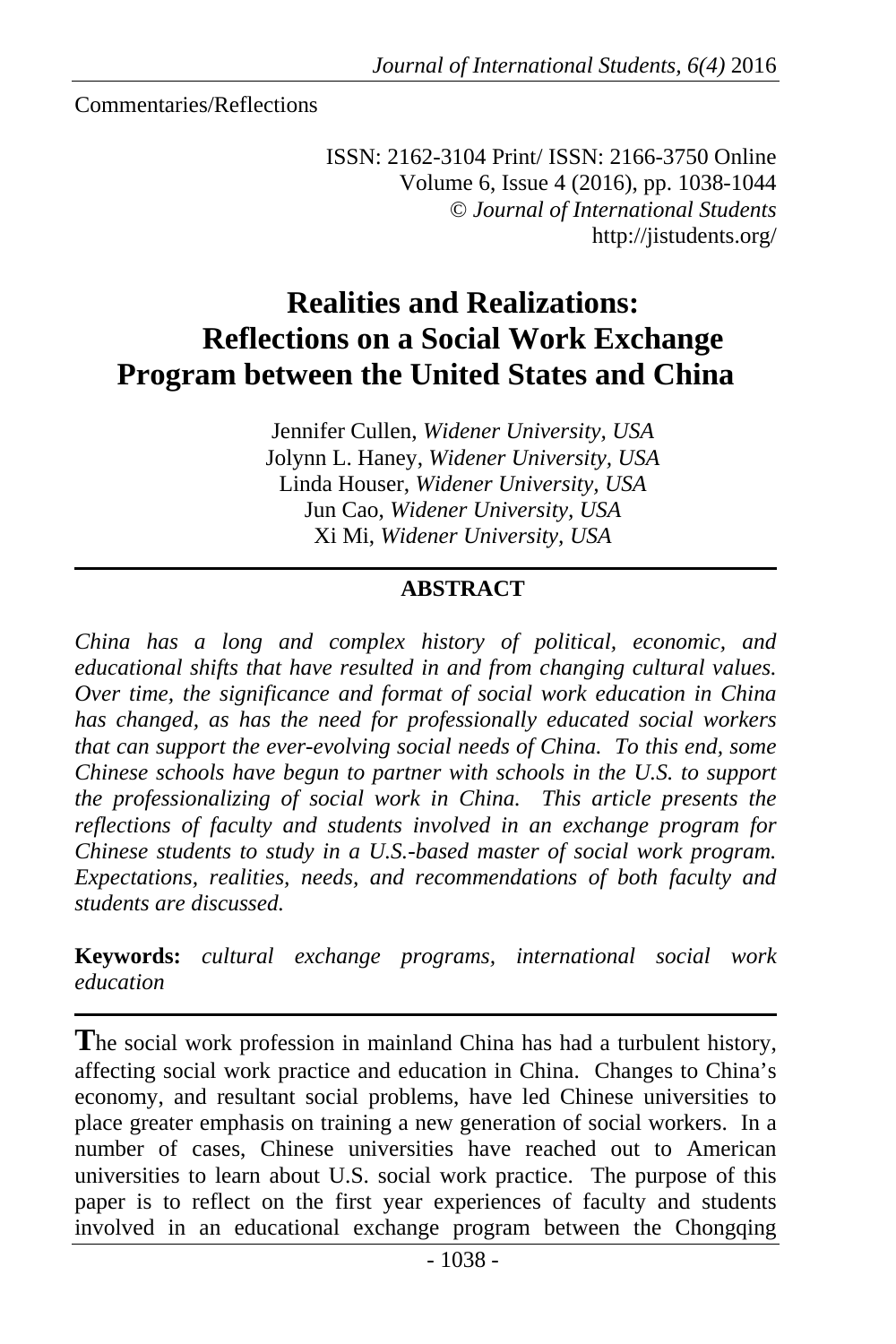Commentaries/Reflections

ISSN: 2162-3104 Print/ ISSN: 2166-3750 Online
Volume 6, Issue 4 (2016), pp. 1038-1044
© *Journal of International Students*
http://jistudents.org/

# Realities and Realizations: Reflections on a Social Work Exchange Program between the United States and China

Jennifer Cullen, *Widener University, USA*
Jolynn L. Haney, *Widener University, USA*
Linda Houser, *Widener University, USA*
Jun Cao, *Widener University, USA*
Xi Mi, *Widener University, USA*

## ABSTRACT

*China has a long and complex history of political, economic, and educational shifts that have resulted in and from changing cultural values. Over time, the significance and format of social work education in China has changed, as has the need for professionally educated social workers that can support the ever-evolving social needs of China. To this end, some Chinese schools have begun to partner with schools in the U.S. to support the professionalizing of social work in China. This article presents the reflections of faculty and students involved in an exchange program for Chinese students to study in a U.S.-based master of social work program. Expectations, realities, needs, and recommendations of both faculty and students are discussed.*

**Keywords:** *cultural exchange programs, international social work education*

**T**he social work profession in mainland China has had a turbulent history, affecting social work practice and education in China. Changes to China's economy, and resultant social problems, have led Chinese universities to place greater emphasis on training a new generation of social workers. In a number of cases, Chinese universities have reached out to American universities to learn about U.S. social work practice. The purpose of this paper is to reflect on the first year experiences of faculty and students involved in an educational exchange program between the Chongqing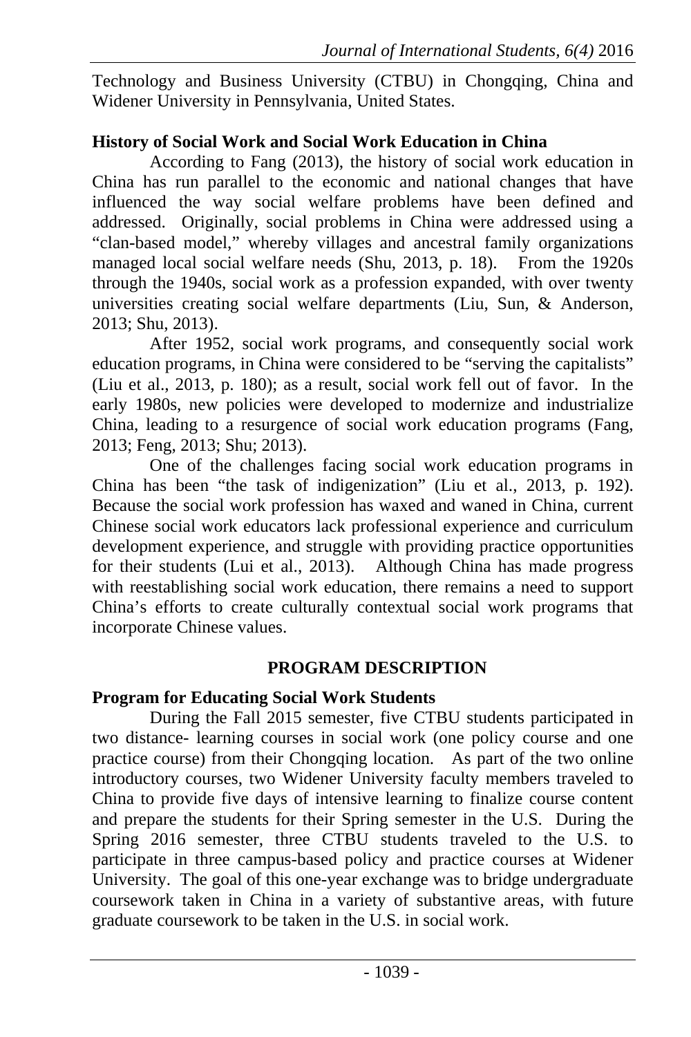Technology and Business University (CTBU) in Chongqing, China and Widener University in Pennsylvania, United States.

### History of Social Work and Social Work Education in China

According to Fang (2013), the history of social work education in China has run parallel to the economic and national changes that have influenced the way social welfare problems have been defined and addressed. Originally, social problems in China were addressed using a "clan-based model," whereby villages and ancestral family organizations managed local social welfare needs (Shu, 2013, p. 18). From the 1920s through the 1940s, social work as a profession expanded, with over twenty universities creating social welfare departments (Liu, Sun, & Anderson, 2013; Shu, 2013).

After 1952, social work programs, and consequently social work education programs, in China were considered to be "serving the capitalists" (Liu et al., 2013, p. 180); as a result, social work fell out of favor. In the early 1980s, new policies were developed to modernize and industrialize China, leading to a resurgence of social work education programs (Fang, 2013; Feng, 2013; Shu; 2013).

One of the challenges facing social work education programs in China has been "the task of indigenization" (Liu et al., 2013, p. 192). Because the social work profession has waxed and waned in China, current Chinese social work educators lack professional experience and curriculum development experience, and struggle with providing practice opportunities for their students (Lui et al., 2013). Although China has made progress with reestablishing social work education, there remains a need to support China's efforts to create culturally contextual social work programs that incorporate Chinese values.

## PROGRAM DESCRIPTION

### Program for Educating Social Work Students

During the Fall 2015 semester, five CTBU students participated in two distance- learning courses in social work (one policy course and one practice course) from their Chongqing location. As part of the two online introductory courses, two Widener University faculty members traveled to China to provide five days of intensive learning to finalize course content and prepare the students for their Spring semester in the U.S. During the Spring 2016 semester, three CTBU students traveled to the U.S. to participate in three campus-based policy and practice courses at Widener University. The goal of this one-year exchange was to bridge undergraduate coursework taken in China in a variety of substantive areas, with future graduate coursework to be taken in the U.S. in social work.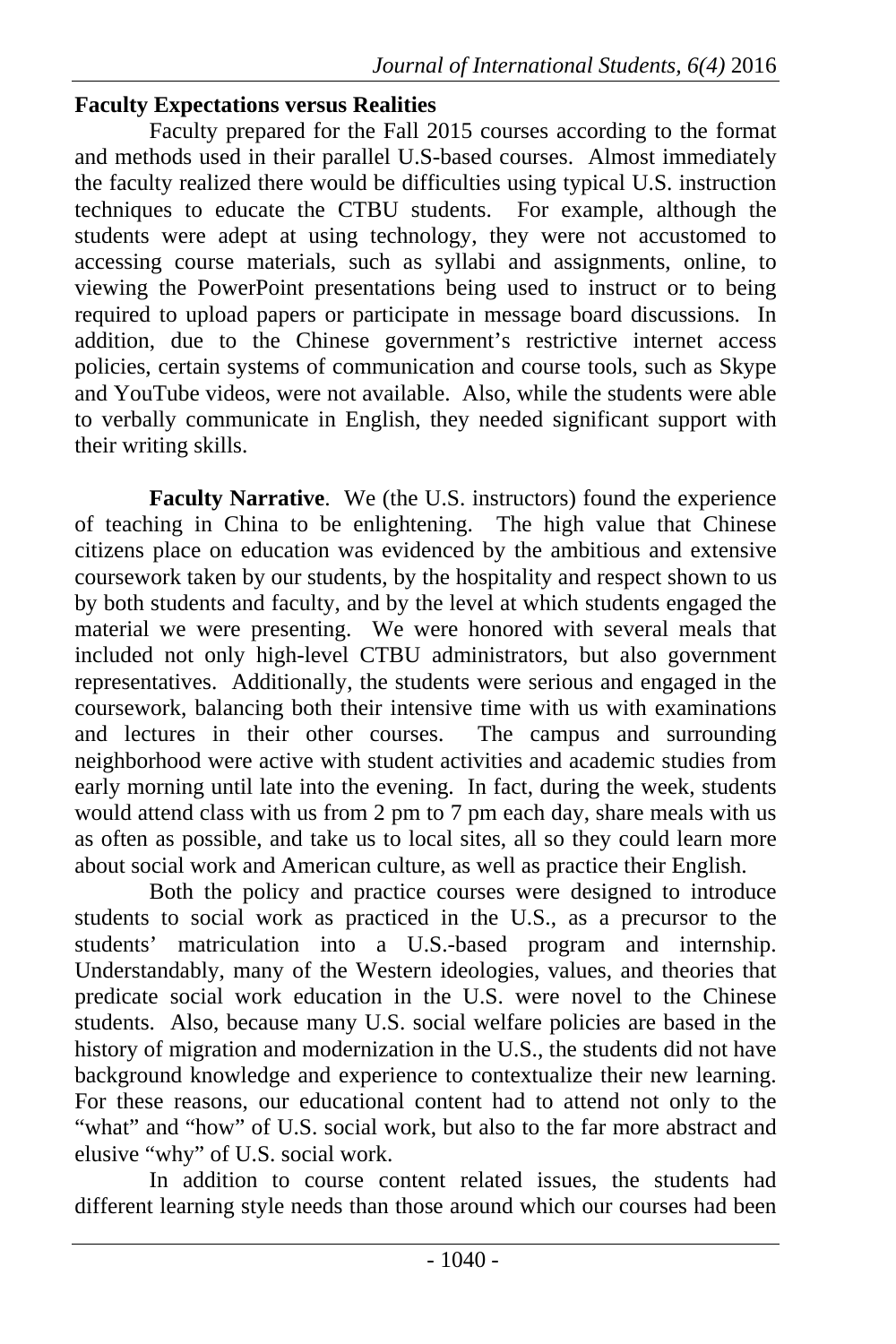**Faculty Expectations versus Realities**

Faculty prepared for the Fall 2015 courses according to the format and methods used in their parallel U.S-based courses. Almost immediately the faculty realized there would be difficulties using typical U.S. instruction techniques to educate the CTBU students. For example, although the students were adept at using technology, they were not accustomed to accessing course materials, such as syllabi and assignments, online, to viewing the PowerPoint presentations being used to instruct or to being required to upload papers or participate in message board discussions. In addition, due to the Chinese government's restrictive internet access policies, certain systems of communication and course tools, such as Skype and YouTube videos, were not available. Also, while the students were able to verbally communicate in English, they needed significant support with their writing skills.

**Faculty Narrative**. We (the U.S. instructors) found the experience of teaching in China to be enlightening. The high value that Chinese citizens place on education was evidenced by the ambitious and extensive coursework taken by our students, by the hospitality and respect shown to us by both students and faculty, and by the level at which students engaged the material we were presenting. We were honored with several meals that included not only high-level CTBU administrators, but also government representatives. Additionally, the students were serious and engaged in the coursework, balancing both their intensive time with us with examinations and lectures in their other courses. The campus and surrounding neighborhood were active with student activities and academic studies from early morning until late into the evening. In fact, during the week, students would attend class with us from 2 pm to 7 pm each day, share meals with us as often as possible, and take us to local sites, all so they could learn more about social work and American culture, as well as practice their English.

Both the policy and practice courses were designed to introduce students to social work as practiced in the U.S., as a precursor to the students' matriculation into a U.S.-based program and internship. Understandably, many of the Western ideologies, values, and theories that predicate social work education in the U.S. were novel to the Chinese students. Also, because many U.S. social welfare policies are based in the history of migration and modernization in the U.S., the students did not have background knowledge and experience to contextualize their new learning. For these reasons, our educational content had to attend not only to the "what" and "how" of U.S. social work, but also to the far more abstract and elusive "why" of U.S. social work.

In addition to course content related issues, the students had different learning style needs than those around which our courses had been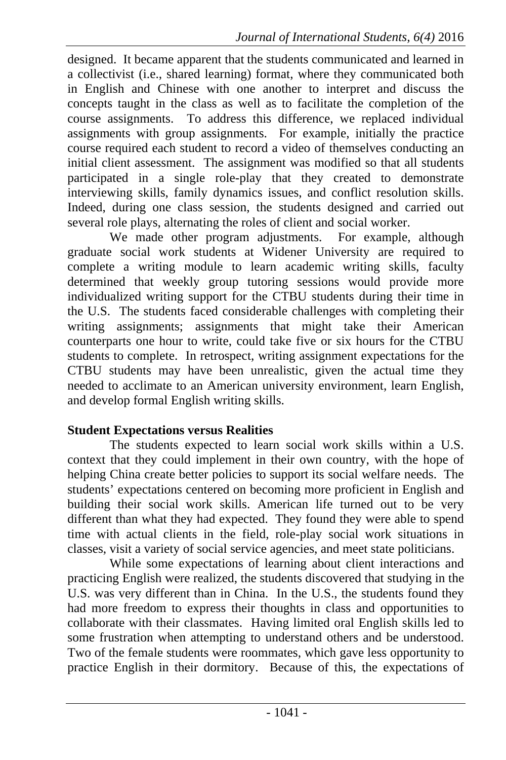designed. It became apparent that the students communicated and learned in a collectivist (i.e., shared learning) format, where they communicated both in English and Chinese with one another to interpret and discuss the concepts taught in the class as well as to facilitate the completion of the course assignments. To address this difference, we replaced individual assignments with group assignments. For example, initially the practice course required each student to record a video of themselves conducting an initial client assessment. The assignment was modified so that all students participated in a single role-play that they created to demonstrate interviewing skills, family dynamics issues, and conflict resolution skills. Indeed, during one class session, the students designed and carried out several role plays, alternating the roles of client and social worker.

We made other program adjustments. For example, although graduate social work students at Widener University are required to complete a writing module to learn academic writing skills, faculty determined that weekly group tutoring sessions would provide more individualized writing support for the CTBU students during their time in the U.S. The students faced considerable challenges with completing their writing assignments; assignments that might take their American counterparts one hour to write, could take five or six hours for the CTBU students to complete. In retrospect, writing assignment expectations for the CTBU students may have been unrealistic, given the actual time they needed to acclimate to an American university environment, learn English, and develop formal English writing skills.

**Student Expectations versus Realities**

The students expected to learn social work skills within a U.S. context that they could implement in their own country, with the hope of helping China create better policies to support its social welfare needs. The students' expectations centered on becoming more proficient in English and building their social work skills. American life turned out to be very different than what they had expected. They found they were able to spend time with actual clients in the field, role-play social work situations in classes, visit a variety of social service agencies, and meet state politicians.

While some expectations of learning about client interactions and practicing English were realized, the students discovered that studying in the U.S. was very different than in China. In the U.S., the students found they had more freedom to express their thoughts in class and opportunities to collaborate with their classmates. Having limited oral English skills led to some frustration when attempting to understand others and be understood. Two of the female students were roommates, which gave less opportunity to practice English in their dormitory. Because of this, the expectations of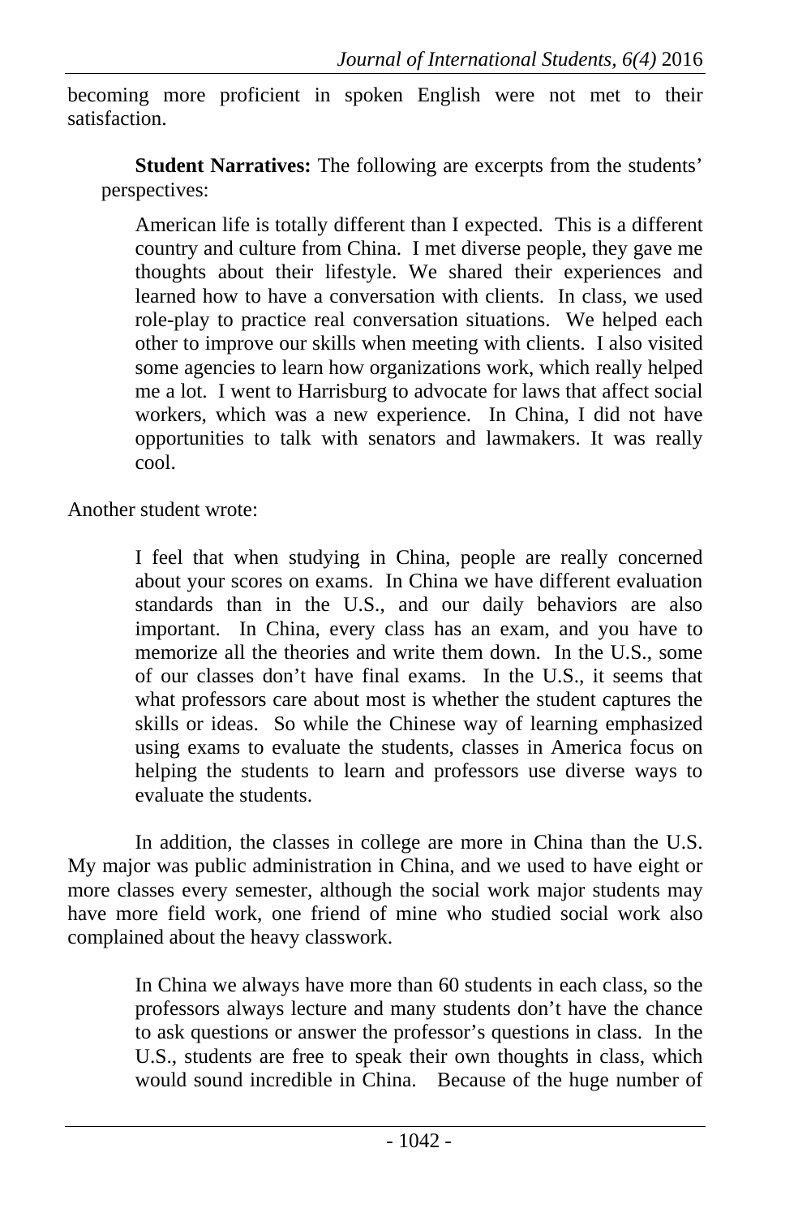becoming more proficient in spoken English were not met to their satisfaction.

**Student Narratives:** The following are excerpts from the students' perspectives:

> American life is totally different than I expected. This is a different country and culture from China. I met diverse people, they gave me thoughts about their lifestyle. We shared their experiences and learned how to have a conversation with clients. In class, we used role-play to practice real conversation situations. We helped each other to improve our skills when meeting with clients. I also visited some agencies to learn how organizations work, which really helped me a lot. I went to Harrisburg to advocate for laws that affect social workers, which was a new experience. In China, I did not have opportunities to talk with senators and lawmakers. It was really cool.

Another student wrote:

> I feel that when studying in China, people are really concerned about your scores on exams. In China we have different evaluation standards than in the U.S., and our daily behaviors are also important. In China, every class has an exam, and you have to memorize all the theories and write them down. In the U.S., some of our classes don't have final exams. In the U.S., it seems that what professors care about most is whether the student captures the skills or ideas. So while the Chinese way of learning emphasized using exams to evaluate the students, classes in America focus on helping the students to learn and professors use diverse ways to evaluate the students.

In addition, the classes in college are more in China than the U.S. My major was public administration in China, and we used to have eight or more classes every semester, although the social work major students may have more field work, one friend of mine who studied social work also complained about the heavy classwork.

> In China we always have more than 60 students in each class, so the professors always lecture and many students don't have the chance to ask questions or answer the professor's questions in class. In the U.S., students are free to speak their own thoughts in class, which would sound incredible in China. Because of the huge number of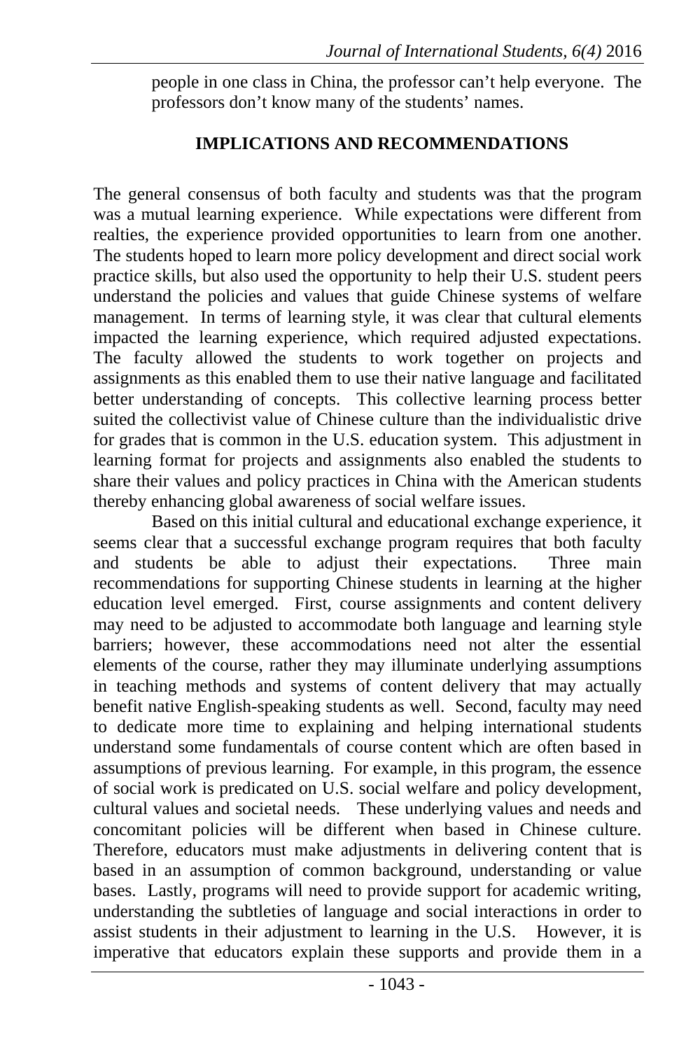people in one class in China, the professor can't help everyone. The professors don't know many of the students' names.

## IMPLICATIONS AND RECOMMENDATIONS

The general consensus of both faculty and students was that the program was a mutual learning experience. While expectations were different from realties, the experience provided opportunities to learn from one another. The students hoped to learn more policy development and direct social work practice skills, but also used the opportunity to help their U.S. student peers understand the policies and values that guide Chinese systems of welfare management. In terms of learning style, it was clear that cultural elements impacted the learning experience, which required adjusted expectations. The faculty allowed the students to work together on projects and assignments as this enabled them to use their native language and facilitated better understanding of concepts. This collective learning process better suited the collectivist value of Chinese culture than the individualistic drive for grades that is common in the U.S. education system. This adjustment in learning format for projects and assignments also enabled the students to share their values and policy practices in China with the American students thereby enhancing global awareness of social welfare issues.

Based on this initial cultural and educational exchange experience, it seems clear that a successful exchange program requires that both faculty and students be able to adjust their expectations. Three main recommendations for supporting Chinese students in learning at the higher education level emerged. First, course assignments and content delivery may need to be adjusted to accommodate both language and learning style barriers; however, these accommodations need not alter the essential elements of the course, rather they may illuminate underlying assumptions in teaching methods and systems of content delivery that may actually benefit native English-speaking students as well. Second, faculty may need to dedicate more time to explaining and helping international students understand some fundamentals of course content which are often based in assumptions of previous learning. For example, in this program, the essence of social work is predicated on U.S. social welfare and policy development, cultural values and societal needs. These underlying values and needs and concomitant policies will be different when based in Chinese culture. Therefore, educators must make adjustments in delivering content that is based in an assumption of common background, understanding or value bases. Lastly, programs will need to provide support for academic writing, understanding the subtleties of language and social interactions in order to assist students in their adjustment to learning in the U.S. However, it is imperative that educators explain these supports and provide them in a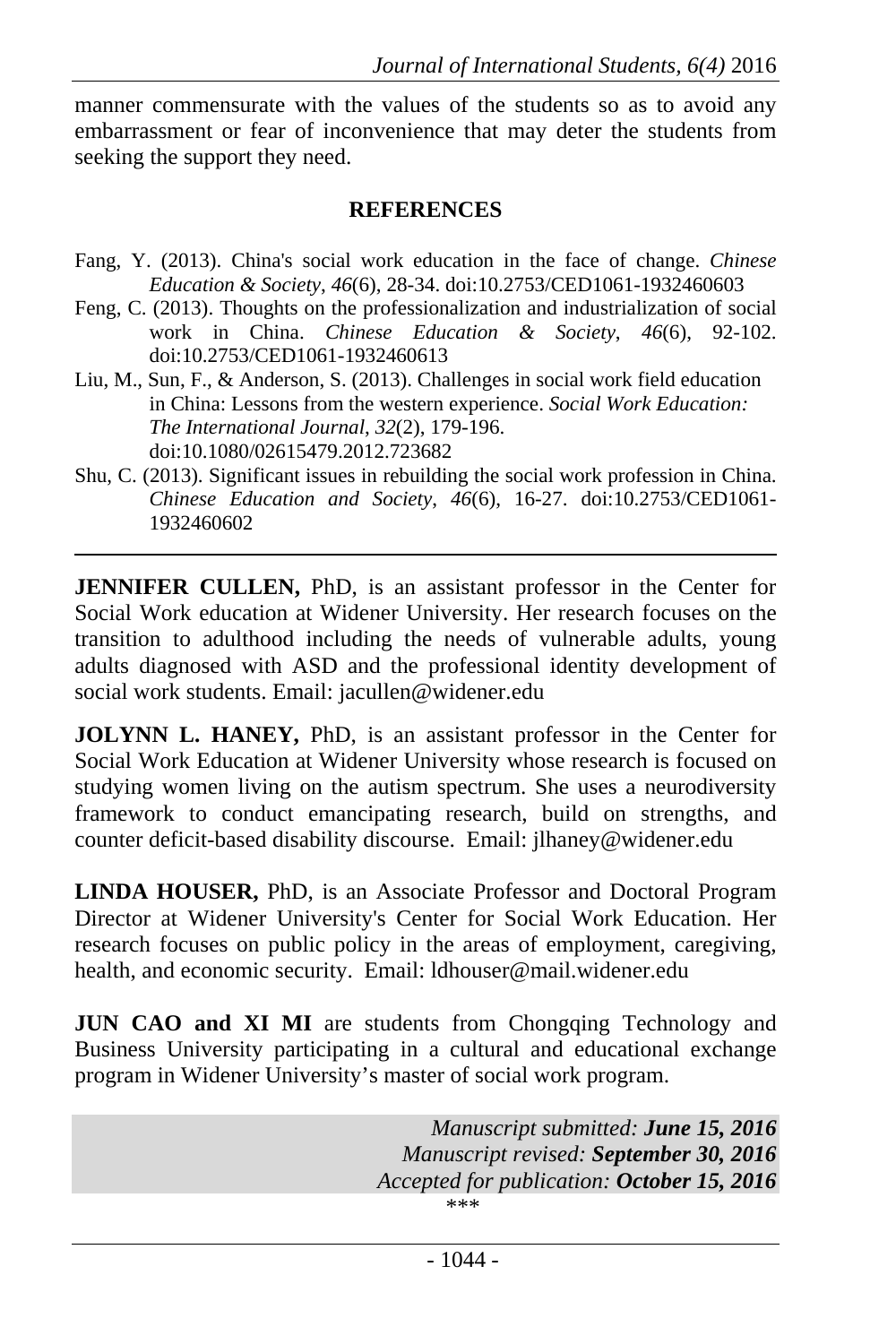manner commensurate with the values of the students so as to avoid any embarrassment or fear of inconvenience that may deter the students from seeking the support they need.

## REFERENCES

Fang, Y. (2013). China's social work education in the face of change. *Chinese Education & Society*, *46*(6), 28-34. doi:10.2753/CED1061-1932460603

Feng, C. (2013). Thoughts on the professionalization and industrialization of social work in China. *Chinese Education & Society*, *46*(6), 92-102. doi:10.2753/CED1061-1932460613

Liu, M., Sun, F., & Anderson, S. (2013). Challenges in social work field education in China: Lessons from the western experience. *Social Work Education: The International Journal*, *32*(2), 179-196. doi:10.1080/02615479.2012.723682

Shu, C. (2013). Significant issues in rebuilding the social work profession in China. *Chinese Education and Society*, *46*(6), 16-27. doi:10.2753/CED1061-1932460602

---

**JENNIFER CULLEN,** PhD, is an assistant professor in the Center for Social Work education at Widener University. Her research focuses on the transition to adulthood including the needs of vulnerable adults, young adults diagnosed with ASD and the professional identity development of social work students. Email: jacullen@widener.edu

**JOLYNN L. HANEY,** PhD, is an assistant professor in the Center for Social Work Education at Widener University whose research is focused on studying women living on the autism spectrum. She uses a neurodiversity framework to conduct emancipating research, build on strengths, and counter deficit-based disability discourse. Email: jlhaney@widener.edu

**LINDA HOUSER,** PhD, is an Associate Professor and Doctoral Program Director at Widener University's Center for Social Work Education. Her research focuses on public policy in the areas of employment, caregiving, health, and economic security. Email: ldhouser@mail.widener.edu

**JUN CAO and XI MI** are students from Chongqing Technology and Business University participating in a cultural and educational exchange program in Widener University's master of social work program.

*Manuscript submitted:* ***June 15, 2016***
*Manuscript revised:* ***September 30, 2016***
*Accepted for publication:* ***October 15, 2016***

***